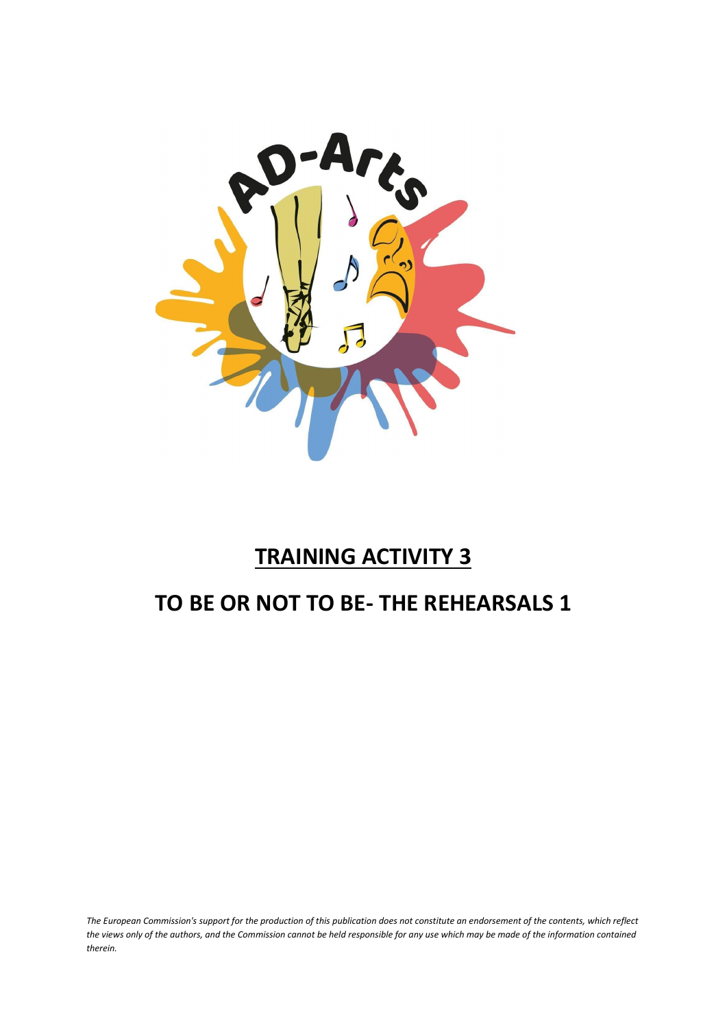# TRAINING ACTIVITY 3

## TO BE OR NOT TO BE- THE REHEARSALS 1

*The European Commission's support for the production of this publication does not constitute an endorsement of the contents, which reflect the views only of the authors, and the Commission cannot be held responsible for any use which may be made of the information contained therein.*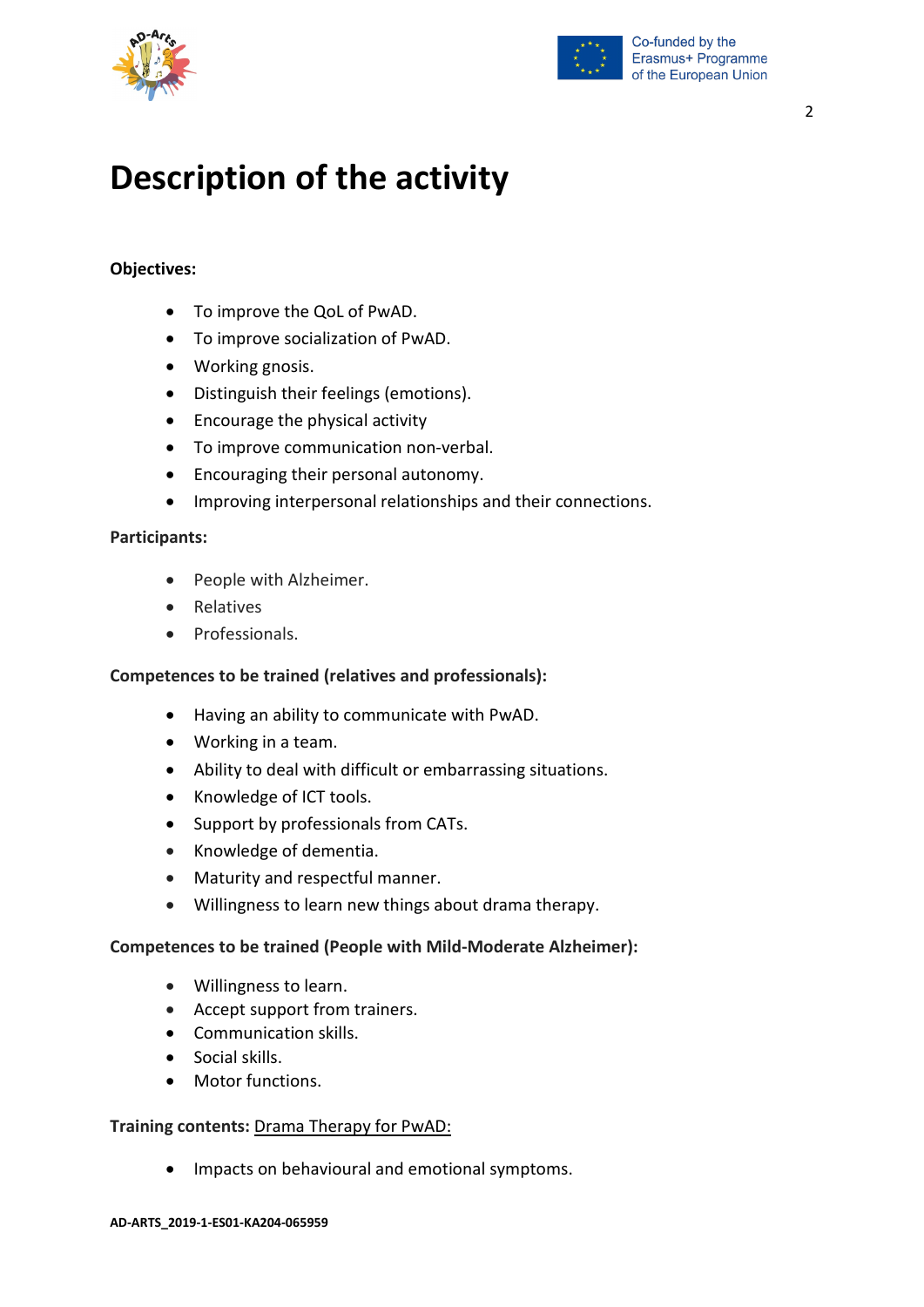# Description of the activity

**Objectives:**

- To improve the QoL of PwAD.
- To improve socialization of PwAD.
- Working gnosis.
- Distinguish their feelings (emotions).
- Encourage the physical activity
- To improve communication non-verbal.
- Encouraging their personal autonomy.
- Improving interpersonal relationships and their connections.

**Participants:**

- People with Alzheimer.
- Relatives
- Professionals.

**Competences to be trained (relatives and professionals):**

- Having an ability to communicate with PwAD.
- Working in a team.
- Ability to deal with difficult or embarrassing situations.
- Knowledge of ICT tools.
- Support by professionals from CATs.
- Knowledge of dementia.
- Maturity and respectful manner.
- Willingness to learn new things about drama therapy.

**Competences to be trained (People with Mild-Moderate Alzheimer):**

- Willingness to learn.
- Accept support from trainers.
- Communication skills.
- Social skills.
- Motor functions.

**Training contents:** Drama Therapy for PwAD:

- Impacts on behavioural and emotional symptoms.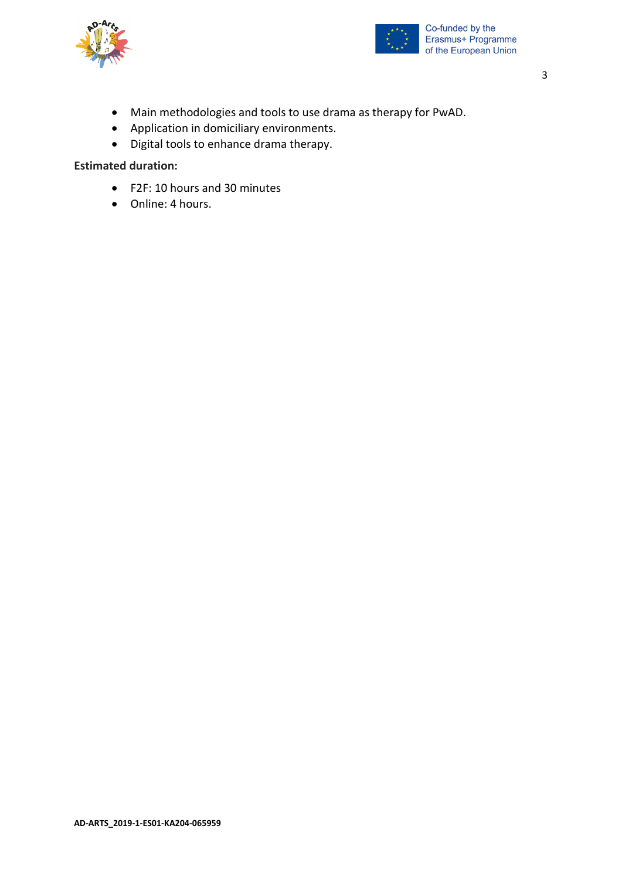- Main methodologies and tools to use drama as therapy for PwAD.
- Application in domiciliary environments.
- Digital tools to enhance drama therapy.

**Estimated duration:**

- F2F: 10 hours and 30 minutes
- Online: 4 hours.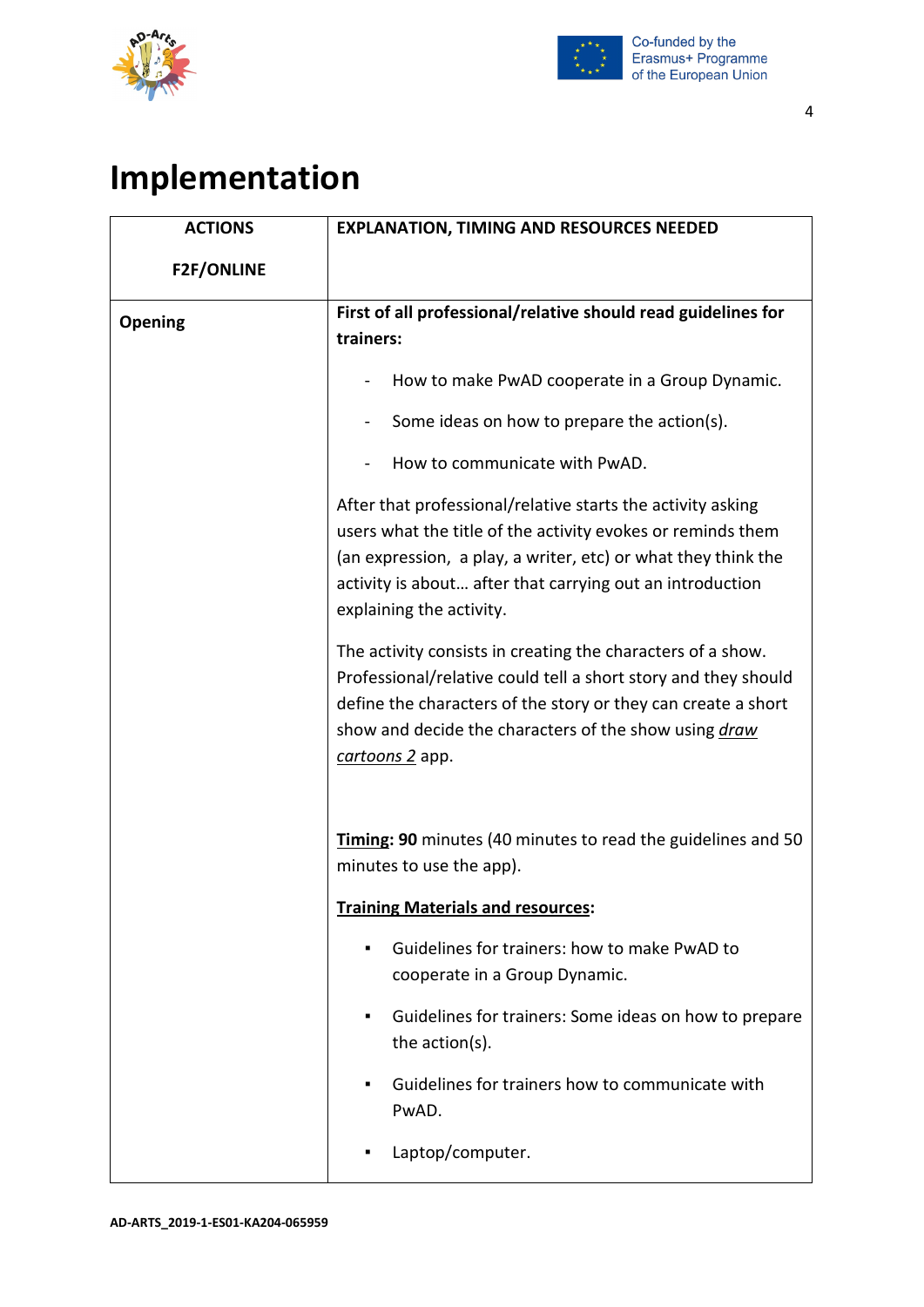# Implementation

| ACTIONS<br><br>F2F/ONLINE | EXPLANATION, TIMING AND RESOURCES NEEDED |
|---|---|
| **Opening** | **First of all professional/relative should read guidelines for trainers:**<br><br>- How to make PwAD cooperate in a Group Dynamic.<br>- Some ideas on how to prepare the action(s).<br>- How to communicate with PwAD.<br><br>After that professional/relative starts the activity asking users what the title of the activity evokes or reminds them (an expression, a play, a writer, etc) or what they think the activity is about… after that carrying out an introduction explaining the activity.<br><br>The activity consists in creating the characters of a show. Professional/relative could tell a short story and they should define the characters of the story or they can create a short show and decide the characters of the show using *draw cartoons 2* app.<br><br>**Timing: 90** minutes (40 minutes to read the guidelines and 50 minutes to use the app).<br><br>**Training Materials and resources:**<br><br>▪ Guidelines for trainers: how to make PwAD to cooperate in a Group Dynamic.<br>▪ Guidelines for trainers: Some ideas on how to prepare the action(s).<br>▪ Guidelines for trainers how to communicate with PwAD.<br>▪ Laptop/computer. |

AD-ARTS_2019-1-ES01-KA204-065959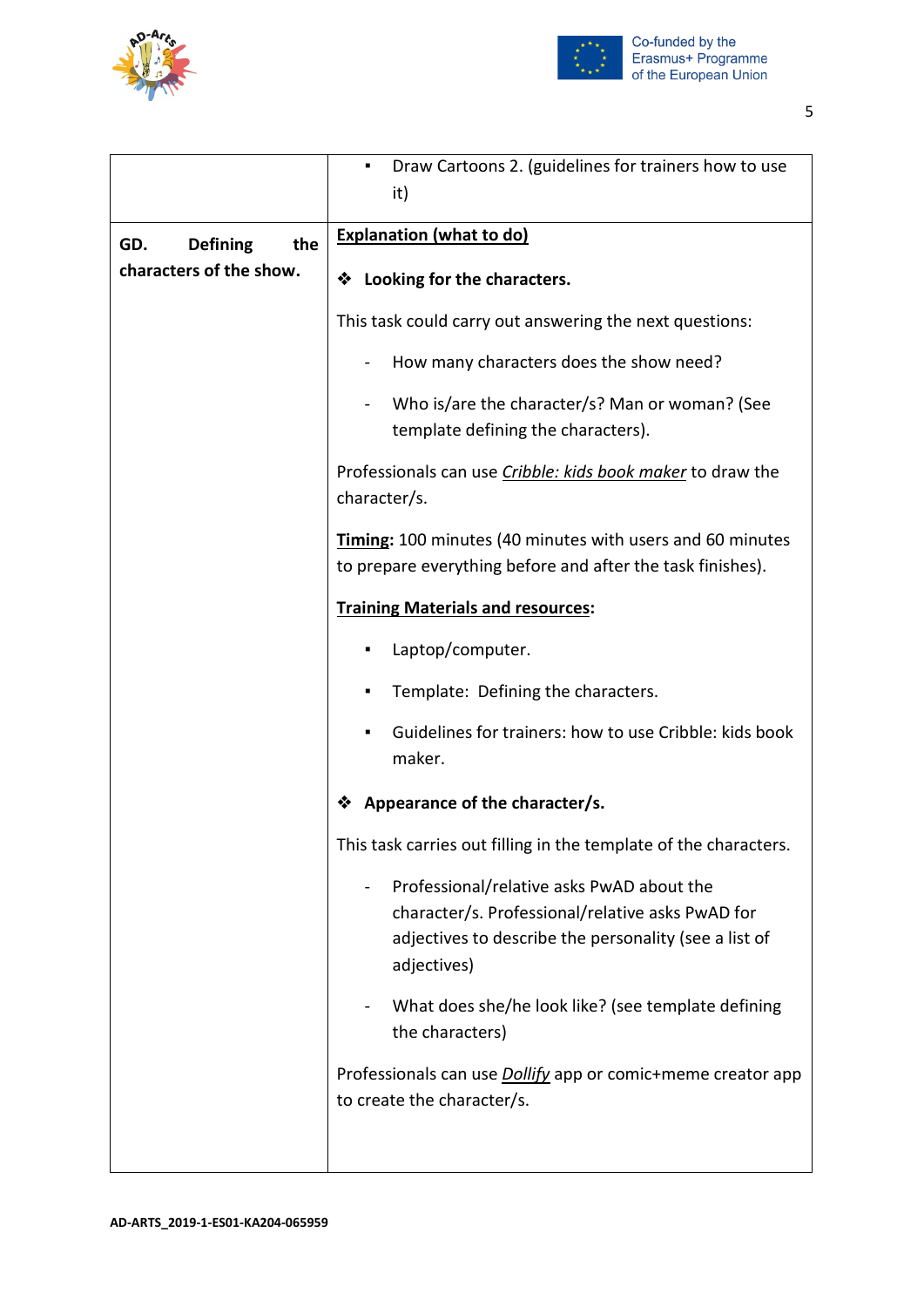| | |
|---|---|
| | ▪ Draw Cartoons 2. (guidelines for trainers how to use it) |
| **GD. Defining the characters of the show.** | **Explanation (what to do)**<br><br>❖ **Looking for the characters.**<br><br>This task could carry out answering the next questions:<br><br>- How many characters does the show need?<br>- Who is/are the character/s? Man or woman? (See template defining the characters).<br><br>Professionals can use *Cribble: kids book maker* to draw the character/s.<br><br>**Timing:** 100 minutes (40 minutes with users and 60 minutes to prepare everything before and after the task finishes).<br><br>**Training Materials and resources:**<br><br>▪ Laptop/computer.<br>▪ Template: Defining the characters.<br>▪ Guidelines for trainers: how to use Cribble: kids book maker.<br><br>❖ **Appearance of the character/s.**<br><br>This task carries out filling in the template of the characters.<br><br>- Professional/relative asks PwAD about the character/s. Professional/relative asks PwAD for adjectives to describe the personality (see a list of adjectives)<br>- What does she/he look like? (see template defining the characters)<br><br>Professionals can use *Dollify* app or comic+meme creator app to create the character/s. |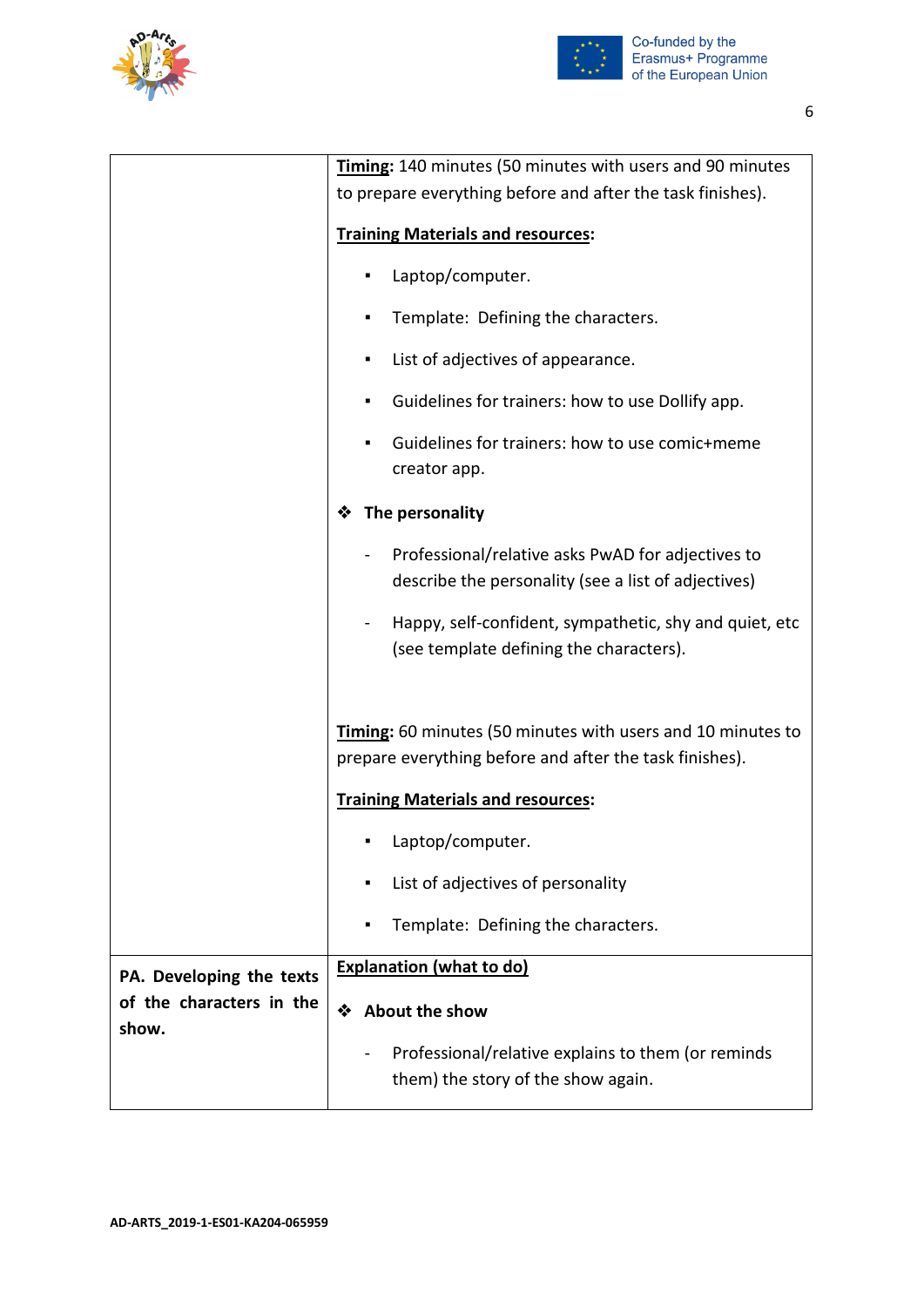| | |
|---|---|
| | **Timing:** 140 minutes (50 minutes with users and 90 minutes to prepare everything before and after the task finishes).<br><br>**Training Materials and resources:**<br><br>▪ Laptop/computer.<br>▪ Template: Defining the characters.<br>▪ List of adjectives of appearance.<br>▪ Guidelines for trainers: how to use Dollify app.<br>▪ Guidelines for trainers: how to use comic+meme creator app.<br><br>❖ **The personality**<br><br>- Professional/relative asks PwAD for adjectives to describe the personality (see a list of adjectives)<br>- Happy, self-confident, sympathetic, shy and quiet, etc (see template defining the characters).<br><br>**Timing:** 60 minutes (50 minutes with users and 10 minutes to prepare everything before and after the task finishes).<br><br>**Training Materials and resources:**<br><br>▪ Laptop/computer.<br>▪ List of adjectives of personality<br>▪ Template: Defining the characters. |
| **PA. Developing the texts of the characters in the show.** | **Explanation (what to do)**<br><br>❖ **About the show**<br><br>- Professional/relative explains to them (or reminds them) the story of the show again. |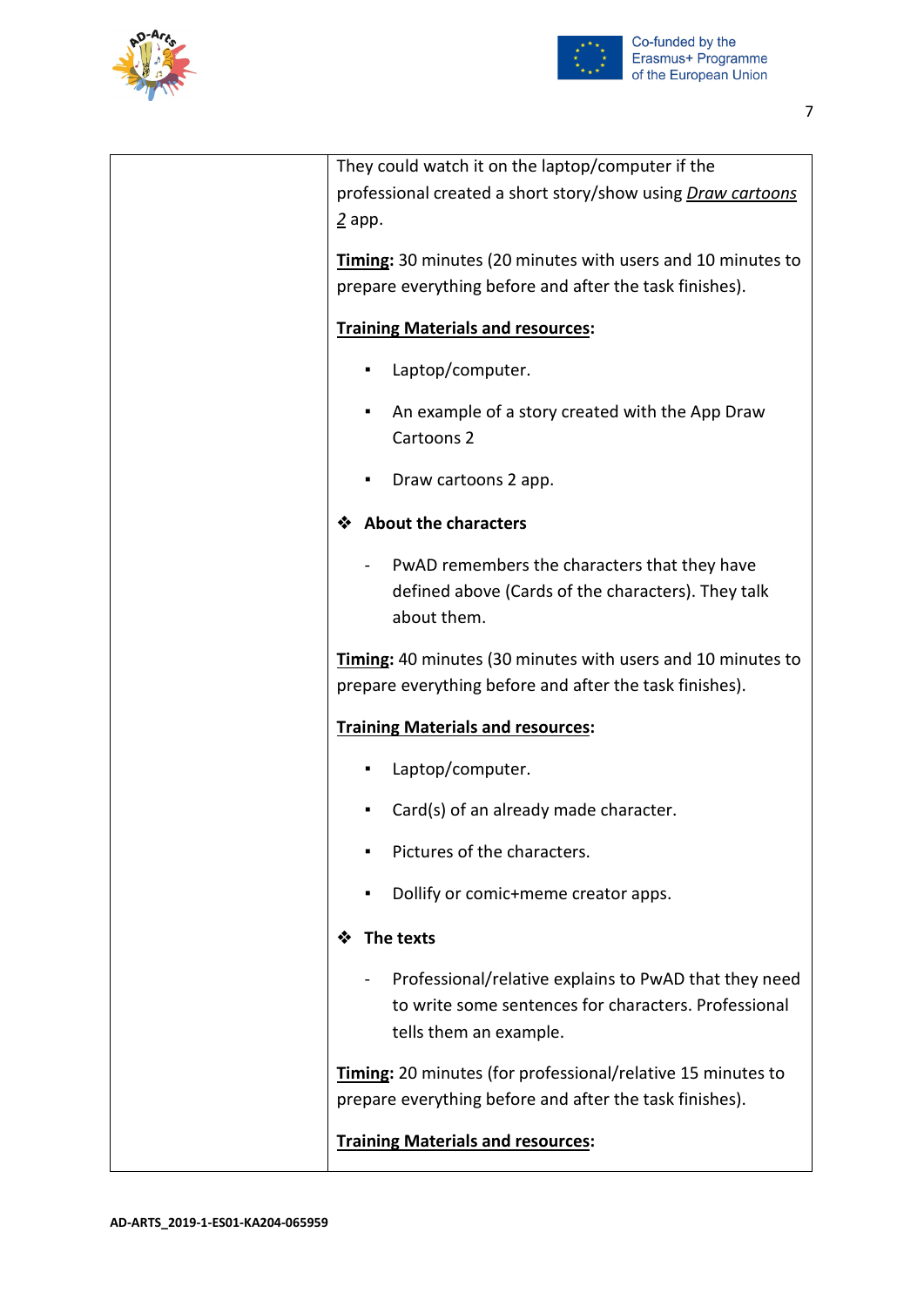| | They could watch it on the laptop/computer if the professional created a short story/show using ***Draw cartoons 2*** app.<br><br>**Timing:** 30 minutes (20 minutes with users and 10 minutes to prepare everything before and after the task finishes).<br><br>**Training Materials and resources:**<br><br>▪ Laptop/computer.<br>▪ An example of a story created with the App Draw Cartoons 2<br>▪ Draw cartoons 2 app.<br><br>❖ **About the characters**<br><br>- PwAD remembers the characters that they have defined above (Cards of the characters). They talk about them.<br><br>**Timing:** 40 minutes (30 minutes with users and 10 minutes to prepare everything before and after the task finishes).<br><br>**Training Materials and resources:**<br><br>▪ Laptop/computer.<br>▪ Card(s) of an already made character.<br>▪ Pictures of the characters.<br>▪ Dollify or comic+meme creator apps.<br><br>❖ **The texts**<br><br>- Professional/relative explains to PwAD that they need to write some sentences for characters. Professional tells them an example.<br><br>**Timing:** 20 minutes (for professional/relative 15 minutes to prepare everything before and after the task finishes).<br><br>**Training Materials and resources:** |
|---|---|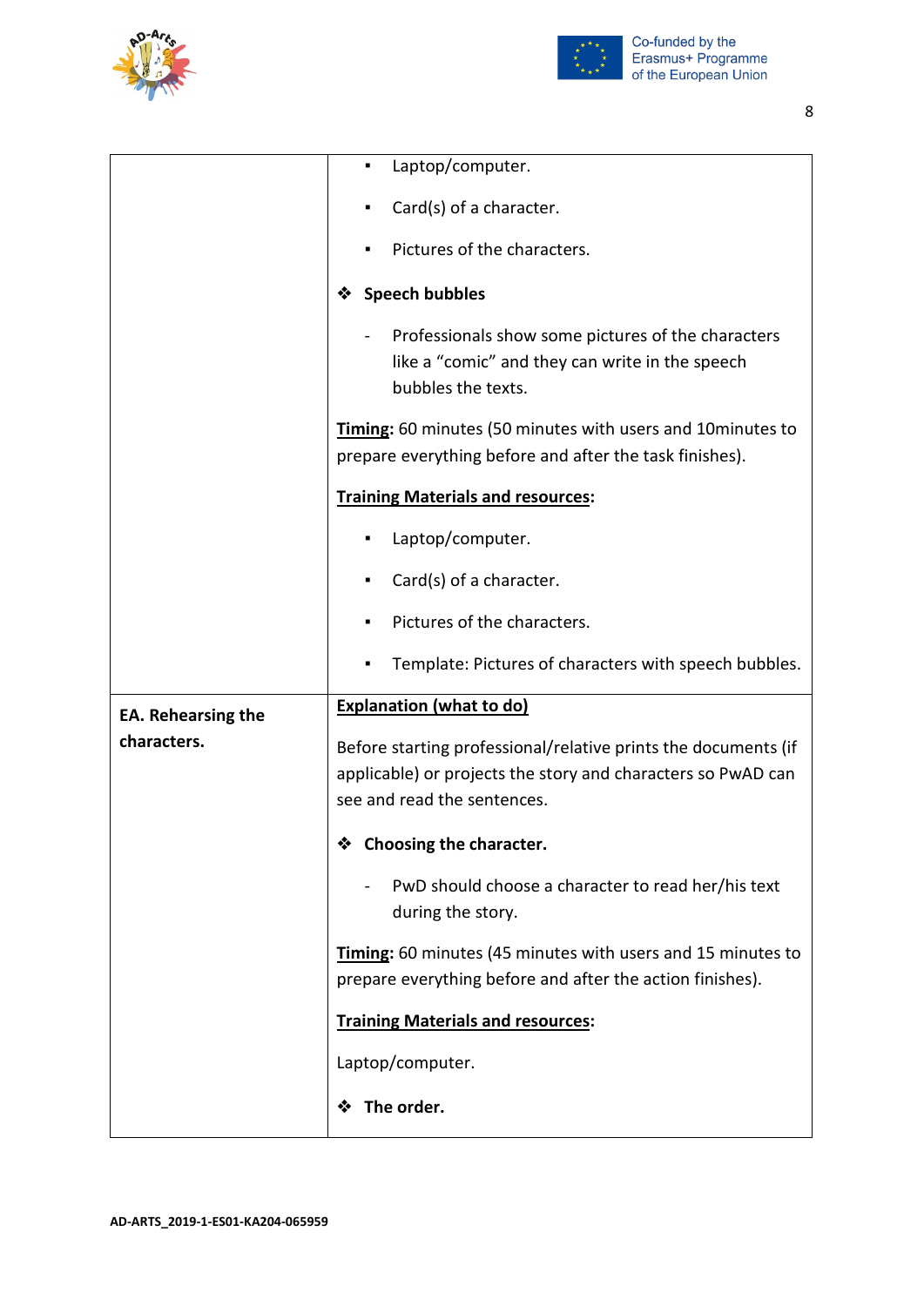| | |
|---|---|
| | ▪ Laptop/computer.<br><br>▪ Card(s) of a character.<br><br>▪ Pictures of the characters.<br><br>❖ **Speech bubbles**<br><br>- Professionals show some pictures of the characters like a "comic" and they can write in the speech bubbles the texts.<br><br>**<u>Timing</u>:** 60 minutes (50 minutes with users and 10minutes to prepare everything before and after the task finishes).<br><br>**<u>Training Materials and resources</u>:**<br><br>▪ Laptop/computer.<br><br>▪ Card(s) of a character.<br><br>▪ Pictures of the characters.<br><br>▪ Template: Pictures of characters with speech bubbles. |
| **EA. Rehearsing the characters.** | **<u>Explanation (what to do)</u>**<br><br>Before starting professional/relative prints the documents (if applicable) or projects the story and characters so PwAD can see and read the sentences.<br><br>❖ **Choosing the character.**<br><br>- PwD should choose a character to read her/his text during the story.<br><br>**<u>Timing</u>:** 60 minutes (45 minutes with users and 15 minutes to prepare everything before and after the action finishes).<br><br>**<u>Training Materials and resources</u>:**<br><br>Laptop/computer.<br><br>❖ **The order.** |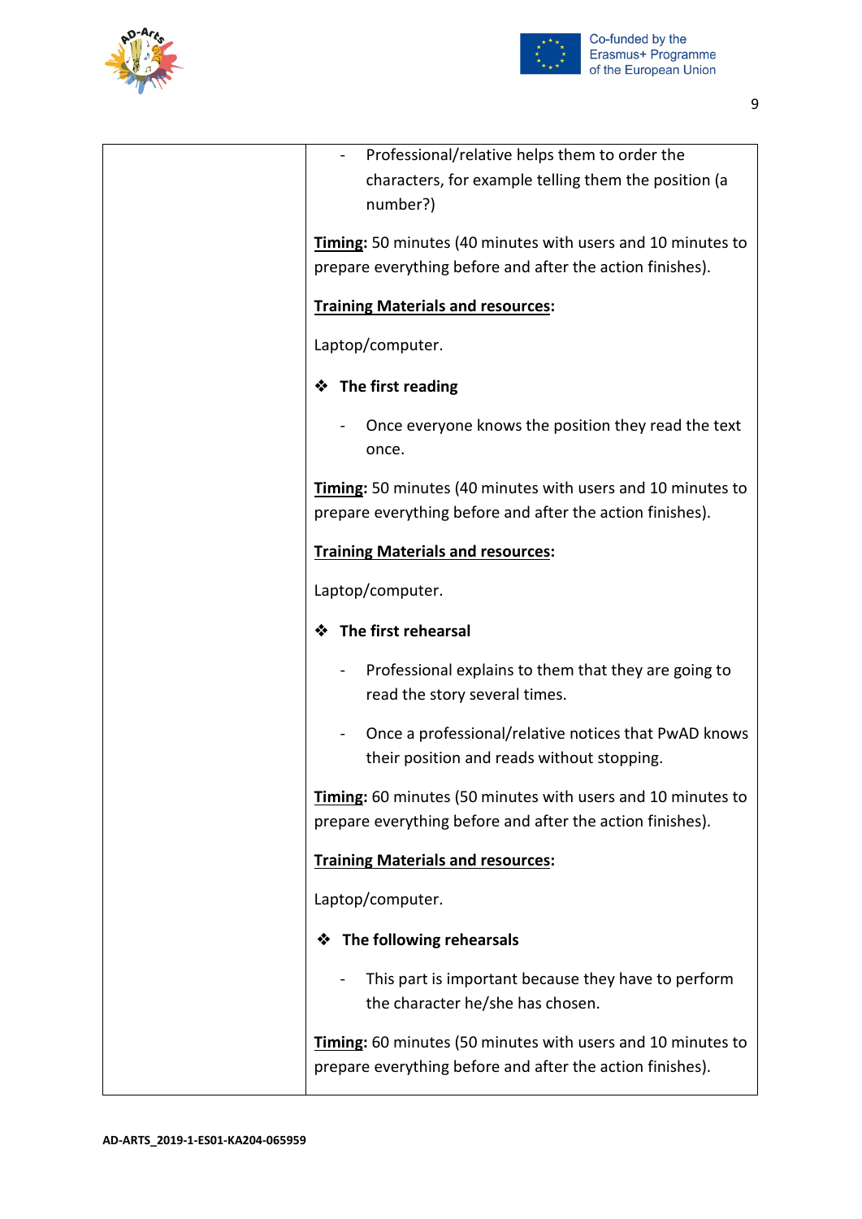| | - Professional/relative helps them to order the characters, for example telling them the position (a number?)<br><br>**Timing:** 50 minutes (40 minutes with users and 10 minutes to prepare everything before and after the action finishes).<br><br>**Training Materials and resources:**<br><br>Laptop/computer.<br><br>❖ **The first reading**<br><br>- Once everyone knows the position they read the text once.<br><br>**Timing:** 50 minutes (40 minutes with users and 10 minutes to prepare everything before and after the action finishes).<br><br>**Training Materials and resources:**<br><br>Laptop/computer.<br><br>❖ **The first rehearsal**<br><br>- Professional explains to them that they are going to read the story several times.<br>- Once a professional/relative notices that PwAD knows their position and reads without stopping.<br><br>**Timing:** 60 minutes (50 minutes with users and 10 minutes to prepare everything before and after the action finishes).<br><br>**Training Materials and resources:**<br><br>Laptop/computer.<br><br>❖ **The following rehearsals**<br><br>- This part is important because they have to perform the character he/she has chosen.<br><br>**Timing:** 60 minutes (50 minutes with users and 10 minutes to prepare everything before and after the action finishes). |
|---|---|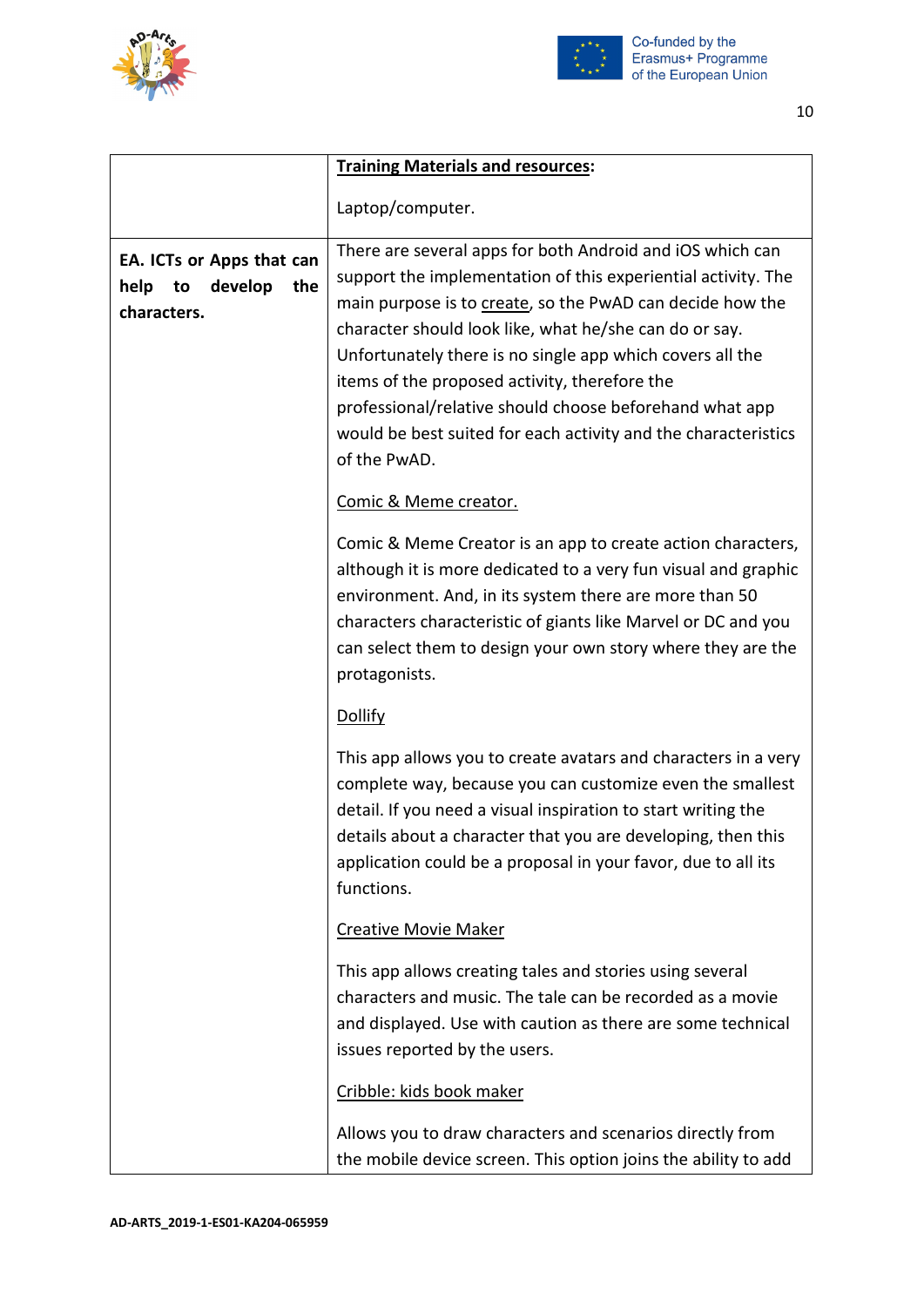|  |  |
|---|---|
|  | **Training Materials and resources:**<br><br>Laptop/computer. |
| **EA. ICTs or Apps that can help to develop the characters.** | There are several apps for both Android and iOS which can support the implementation of this experiential activity. The main purpose is to create, so the PwAD can decide how the character should look like, what he/she can do or say. Unfortunately there is no single app which covers all the items of the proposed activity, therefore the professional/relative should choose beforehand what app would be best suited for each activity and the characteristics of the PwAD.<br><br>Comic & Meme creator.<br><br>Comic & Meme Creator is an app to create action characters, although it is more dedicated to a very fun visual and graphic environment. And, in its system there are more than 50 characters characteristic of giants like Marvel or DC and you can select them to design your own story where they are the protagonists.<br><br>Dollify<br><br>This app allows you to create avatars and characters in a very complete way, because you can customize even the smallest detail. If you need a visual inspiration to start writing the details about a character that you are developing, then this application could be a proposal in your favor, due to all its functions.<br><br>Creative Movie Maker<br><br>This app allows creating tales and stories using several characters and music. The tale can be recorded as a movie and displayed. Use with caution as there are some technical issues reported by the users.<br><br>Cribble: kids book maker<br><br>Allows you to draw characters and scenarios directly from the mobile device screen. This option joins the ability to add |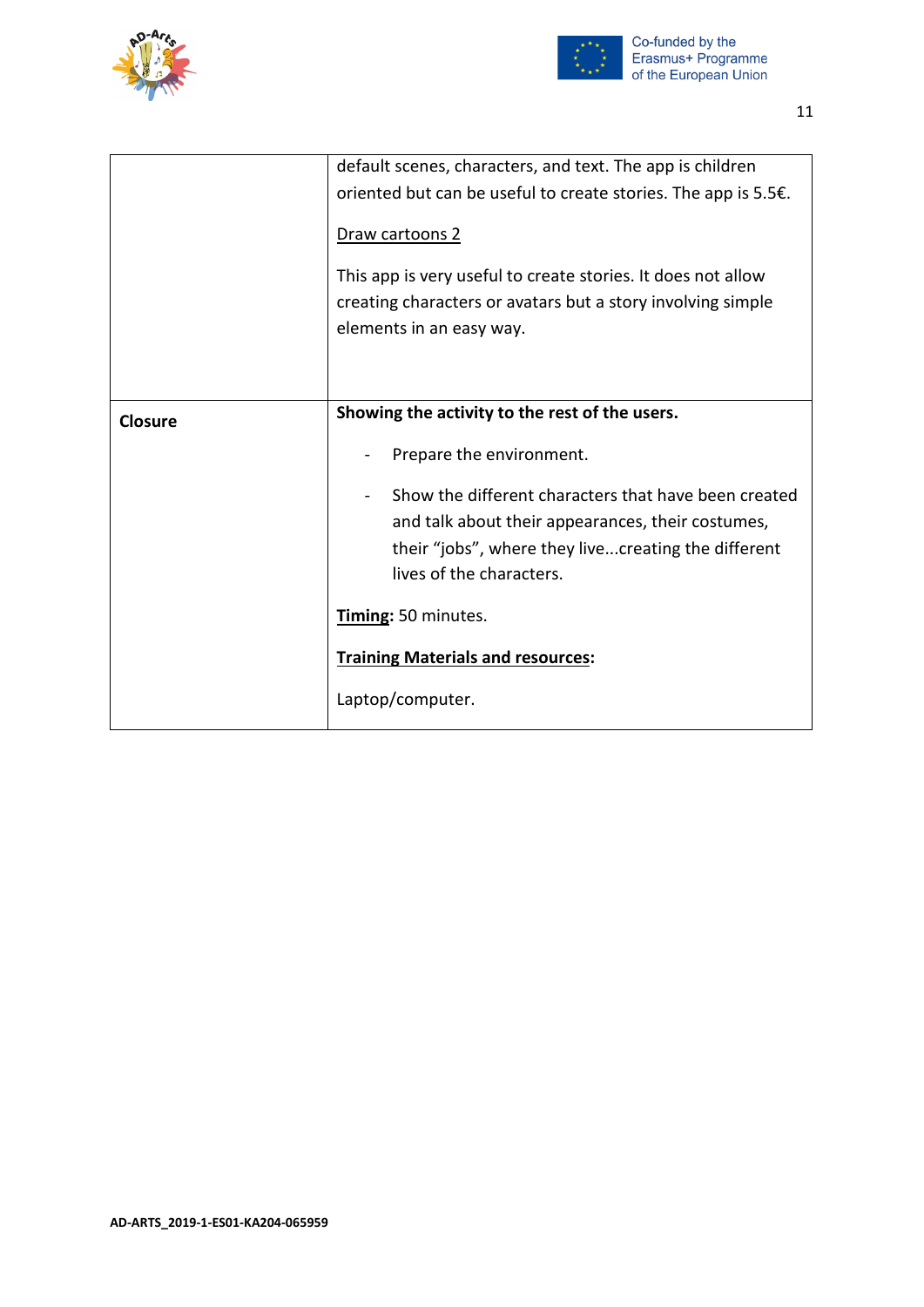| | |
|---|---|
| | default scenes, characters, and text. The app is children oriented but can be useful to create stories. The app is 5.5€.<br><br><u>Draw cartoons 2</u><br><br>This app is very useful to create stories. It does not allow creating characters or avatars but a story involving simple elements in an easy way. |
| **Closure** | **Showing the activity to the rest of the users.**<br><br>- Prepare the environment.<br>- Show the different characters that have been created and talk about their appearances, their costumes, their "jobs", where they live...creating the different lives of the characters.<br><br>**<u>Timing</u>:** 50 minutes.<br><br>**<u>Training Materials and resources</u>:**<br><br>Laptop/computer. |

AD-ARTS_2019-1-ES01-KA204-065959